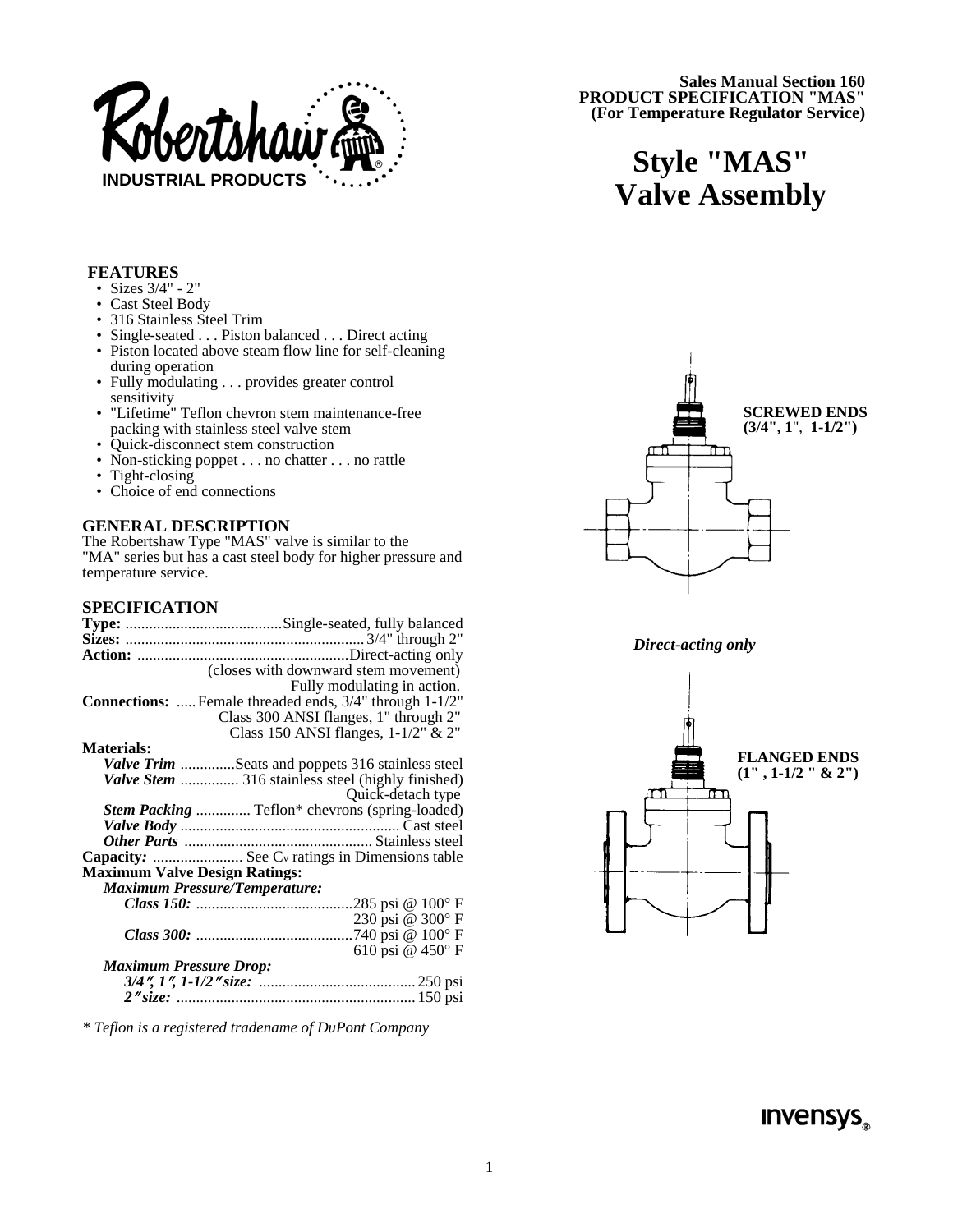Sales Manual Section 160
**PRODUCT SPECIFICATION "MAS"**
**(For Temperature Regulator Service)**

# Style "MAS" Valve Assembly

## FEATURES

- Sizes 3/4" - 2"
- Cast Steel Body
- 316 Stainless Steel Trim
- Single-seated . . . Piston balanced . . . Direct acting
- Piston located above steam flow line for self-cleaning during operation
- Fully modulating . . . provides greater control sensitivity
- "Lifetime" Teflon chevron stem maintenance-free packing with stainless steel valve stem
- Quick-disconnect stem construction
- Non-sticking poppet . . . no chatter . . . no rattle
- Tight-closing
- Choice of end connections

## GENERAL DESCRIPTION

The Robertshaw Type "MAS" valve is similar to the "MA" series but has a cast steel body for higher pressure and temperature service.

## SPECIFICATION

**Type:** ........................................Single-seated, fully balanced
**Sizes:** ............................................................3/4" through 2"
**Action:** .....................................................Direct-acting only
(closes with downward stem movement)
Fully modulating in action.
**Connections:** .....Female threaded ends, 3/4" through 1-1/2"
Class 300 ANSI flanges, 1" through 2"
Class 150 ANSI flanges, 1-1/2" & 2"
**Materials:**
*Valve Trim* ..............Seats and poppets 316 stainless steel
*Valve Stem* ............... 316 stainless steel (highly finished)
Quick-detach type
*Stem Packing* .............. Teflon* chevrons (spring-loaded)
*Valve Body* ....................................................... Cast steel
*Other Parts* ................................................ Stainless steel
**Capacity:** ....................... See $C_v$ ratings in Dimensions table
**Maximum Valve Design Ratings:**
*Maximum Pressure/Temperature:*
*Class 150:* ........................................285 psi @ 100° F
230 psi @ 300° F
*Class 300:* ........................................740 psi @ 100° F
610 psi @ 450° F
*Maximum Pressure Drop:*
*3/4", 1", 1-1/2" size:* ........................................ 250 psi
*2" size:* ............................................................. 150 psi

*\* Teflon is a registered tradename of DuPont Company*

**SCREWED ENDS (3/4", 1", 1-1/2")**

*Direct-acting only*

**FLANGED ENDS (1" , 1-1/2 " & 2")**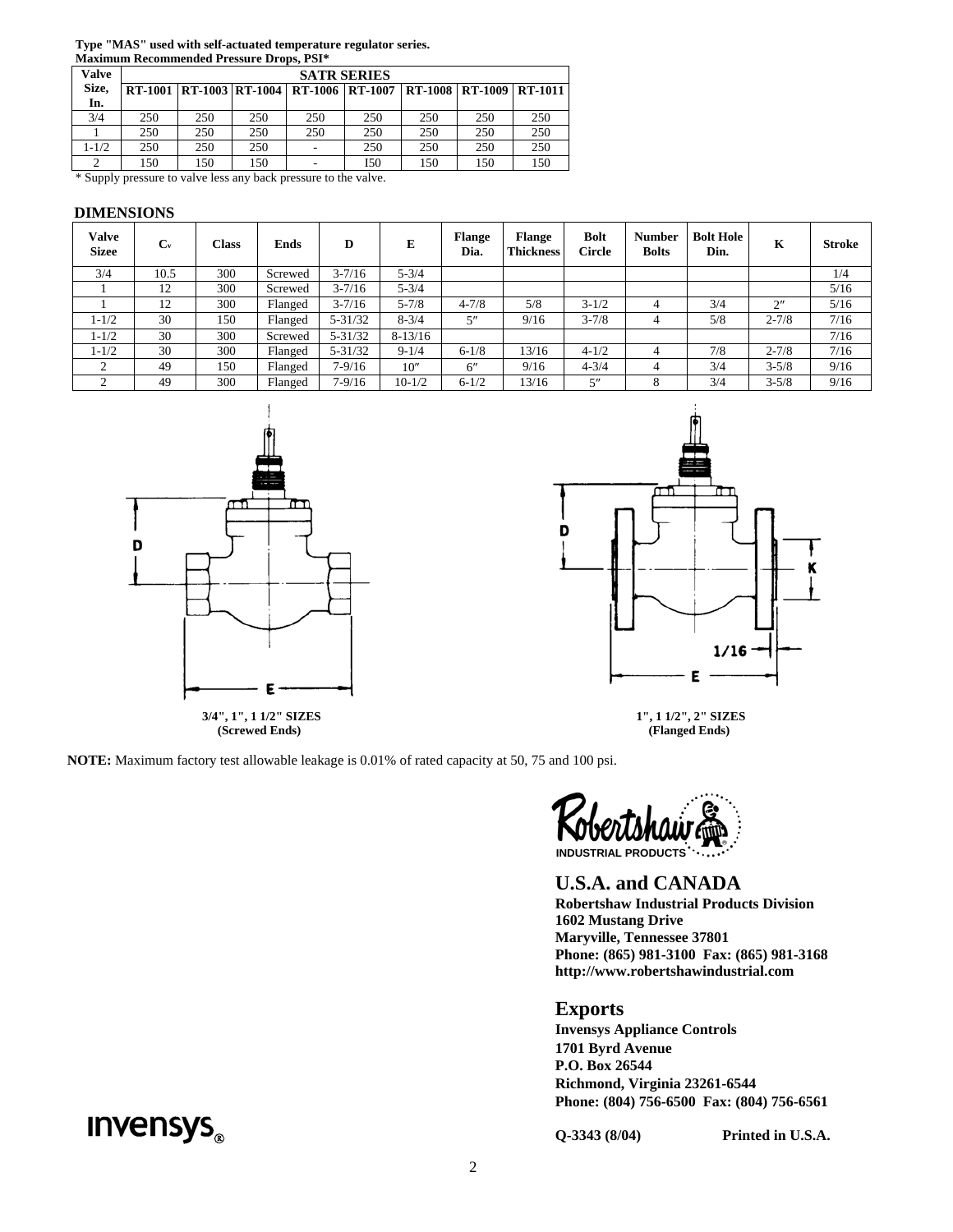**Type "MAS" used with self-actuated temperature regulator series.**
**Maximum Recommended Pressure Drops, PSI***

| Valve Size, In. | SATR SERIES | | | | | | | |
|---|---|---|---|---|---|---|---|---|
| | RT-1001 | RT-1003 | RT-1004 | RT-1006 | RT-1007 | RT-1008 | RT-1009 | RT-1011 |
| 3/4 | 250 | 250 | 250 | 250 | 250 | 250 | 250 | 250 |
| 1 | 250 | 250 | 250 | 250 | 250 | 250 | 250 | 250 |
| 1-1/2 | 250 | 250 | 250 | - | 250 | 250 | 250 | 250 |
| 2 | 150 | 150 | 150 | - | 150 | 150 | 150 | 150 |

* Supply pressure to valve less any back pressure to the valve.

## DIMENSIONS

| Valve Sizee | $C_v$ | Class | Ends | D | E | Flange Dia. | Flange Thickness | Bolt Circle | Number Bolts | Bolt Hole Din. | K | Stroke |
|---|---|---|---|---|---|---|---|---|---|---|---|---|
| 3/4 | 10.5 | 300 | Screwed | 3-7/16 | 5-3/4 | | | | | | | 1/4 |
| 1 | 12 | 300 | Screwed | 3-7/16 | 5-3/4 | | | | | | | 5/16 |
| 1 | 12 | 300 | Flanged | 3-7/16 | 5-7/8 | 4-7/8 | 5/8 | 3-1/2 | 4 | 3/4 | 2″ | 5/16 |
| 1-1/2 | 30 | 150 | Flanged | 5-31/32 | 8-3/4 | 5″ | 9/16 | 3-7/8 | 4 | 5/8 | 2-7/8 | 7/16 |
| 1-1/2 | 30 | 300 | Screwed | 5-31/32 | 8-13/16 | | | | | | | 7/16 |
| 1-1/2 | 30 | 300 | Flanged | 5-31/32 | 9-1/4 | 6-1/8 | 13/16 | 4-1/2 | 4 | 7/8 | 2-7/8 | 7/16 |
| 2 | 49 | 150 | Flanged | 7-9/16 | 10″ | 6″ | 9/16 | 4-3/4 | 4 | 3/4 | 3-5/8 | 9/16 |
| 2 | 49 | 300 | Flanged | 7-9/16 | 10-1/2 | 6-1/2 | 13/16 | 5″ | 8 | 3/4 | 3-5/8 | 9/16 |

D

E

**3/4", 1", 1 1/2" SIZES (Screwed Ends)**

D

K

1/16

E

**1", 1 1/2", 2" SIZES (Flanged Ends)**

**NOTE:** Maximum factory test allowable leakage is 0.01% of rated capacity at 50, 75 and 100 psi.

Robertshaw INDUSTRIAL PRODUCTS

## U.S.A. and CANADA

**Robertshaw Industrial Products Division**
**1602 Mustang Drive**
**Maryville, Tennessee 37801**
**Phone: (865) 981-3100 Fax: (865) 981-3168**
**http://www.robertshawindustrial.com**

## Exports

**Invensys Appliance Controls**
**1701 Byrd Avenue**
**P.O. Box 26544**
**Richmond, Virginia 23261-6544**
**Phone: (804) 756-6500 Fax: (804) 756-6561**

invensys®

**Q-3343 (8/04)** **Printed in U.S.A.**